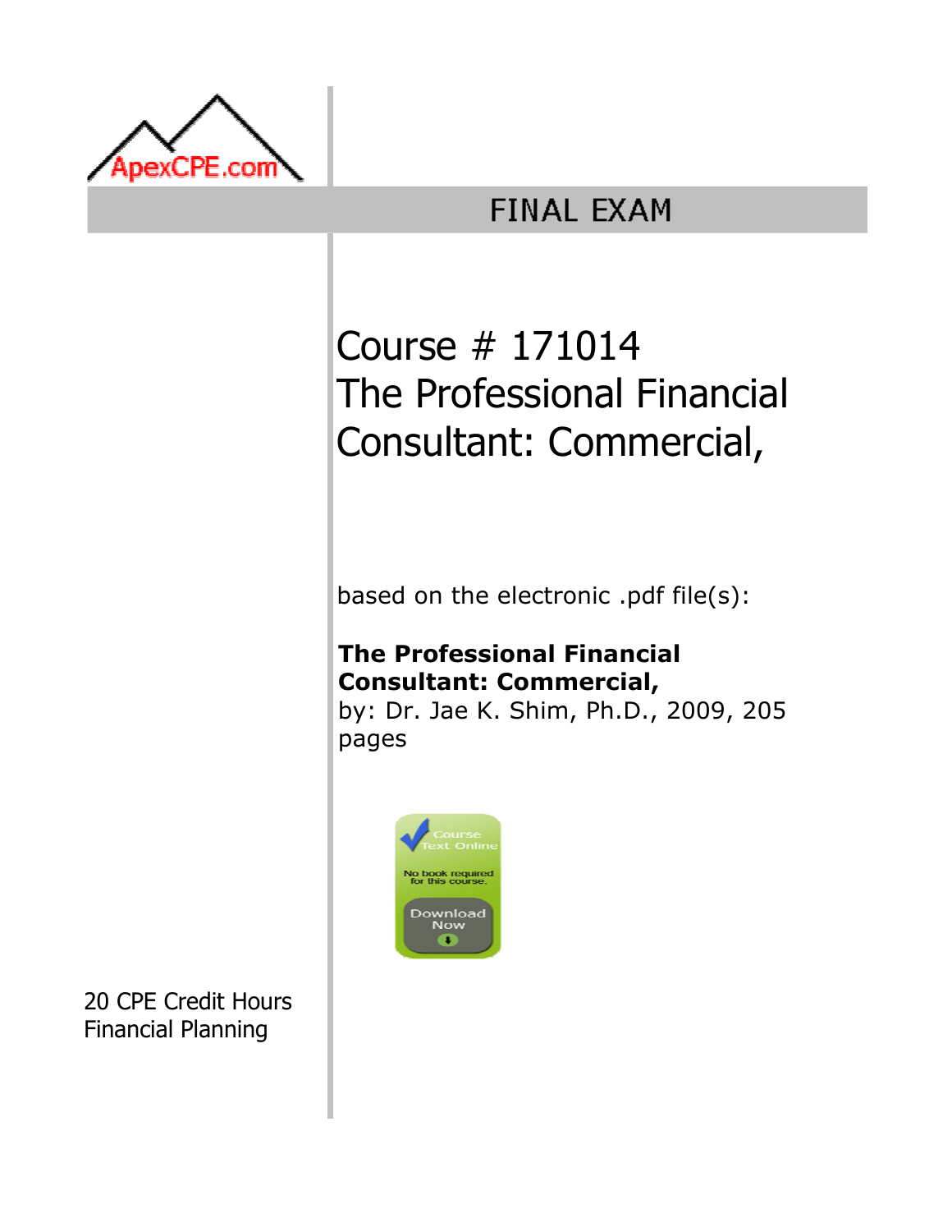ApexCPE.com

# FINAL EXAM

## Course # 171014
## The Professional Financial Consultant: Commercial,

based on the electronic .pdf file(s):

**The Professional Financial Consultant: Commercial,**
by: Dr. Jae K. Shim, Ph.D., 2009, 205 pages

Course Text Online
No book required for this course.
Download Now

20 CPE Credit Hours
Financial Planning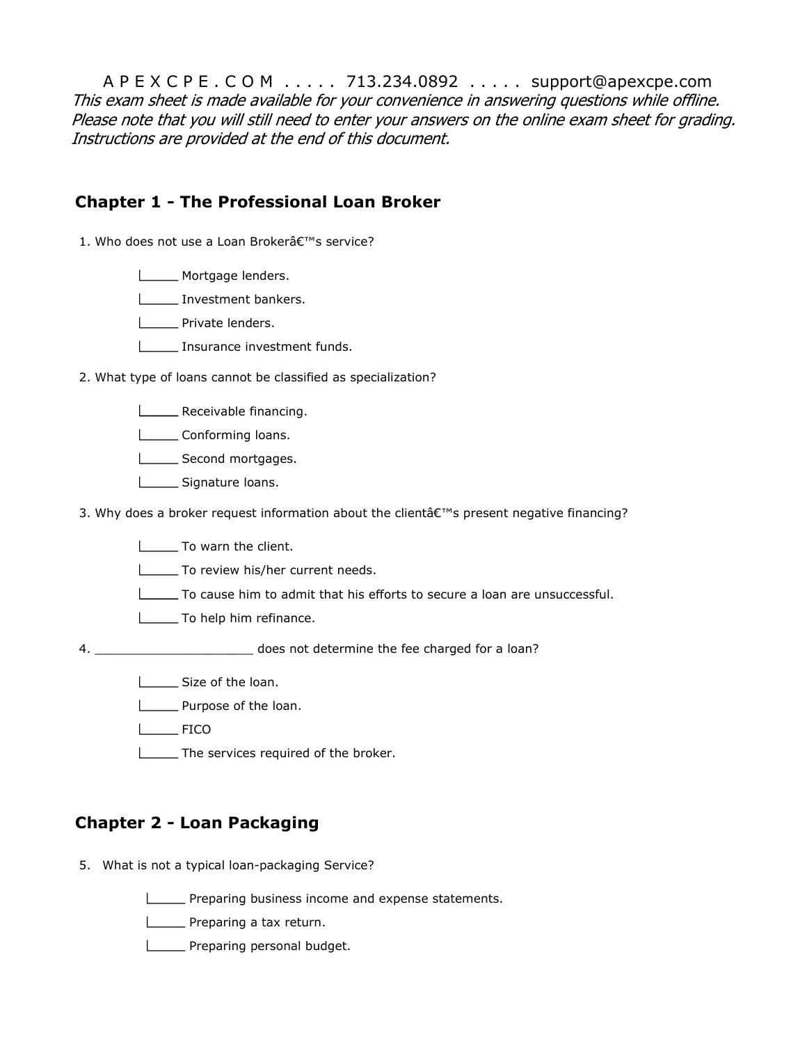A P E X C P E . C O M . . . . . 713.234.0892 . . . . . support@apexcpe.com

*This exam sheet is made available for your convenience in answering questions while offline. Please note that you will still need to enter your answers on the online exam sheet for grading. Instructions are provided at the end of this document.*

## Chapter 1 - The Professional Loan Broker

1. Who does not use a Loan Brokerâ€™s service?

   - _____ Mortgage lenders.
   - _____ Investment bankers.
   - _____ Private lenders.
   - _____ Insurance investment funds.

2. What type of loans cannot be classified as specialization?

   - _____ Receivable financing.
   - _____ Conforming loans.
   - _____ Second mortgages.
   - _____ Signature loans.

3. Why does a broker request information about the clientâ€™s present negative financing?

   - _____ To warn the client.
   - _____ To review his/her current needs.
   - _____ To cause him to admit that his efforts to secure a loan are unsuccessful.
   - _____ To help him refinance.

4. ____________________ does not determine the fee charged for a loan?

   - _____ Size of the loan.
   - _____ Purpose of the loan.
   - _____ FICO
   - _____ The services required of the broker.

## Chapter 2 - Loan Packaging

5. What is not a typical loan-packaging Service?

   - _____ Preparing business income and expense statements.
   - _____ Preparing a tax return.
   - _____ Preparing personal budget.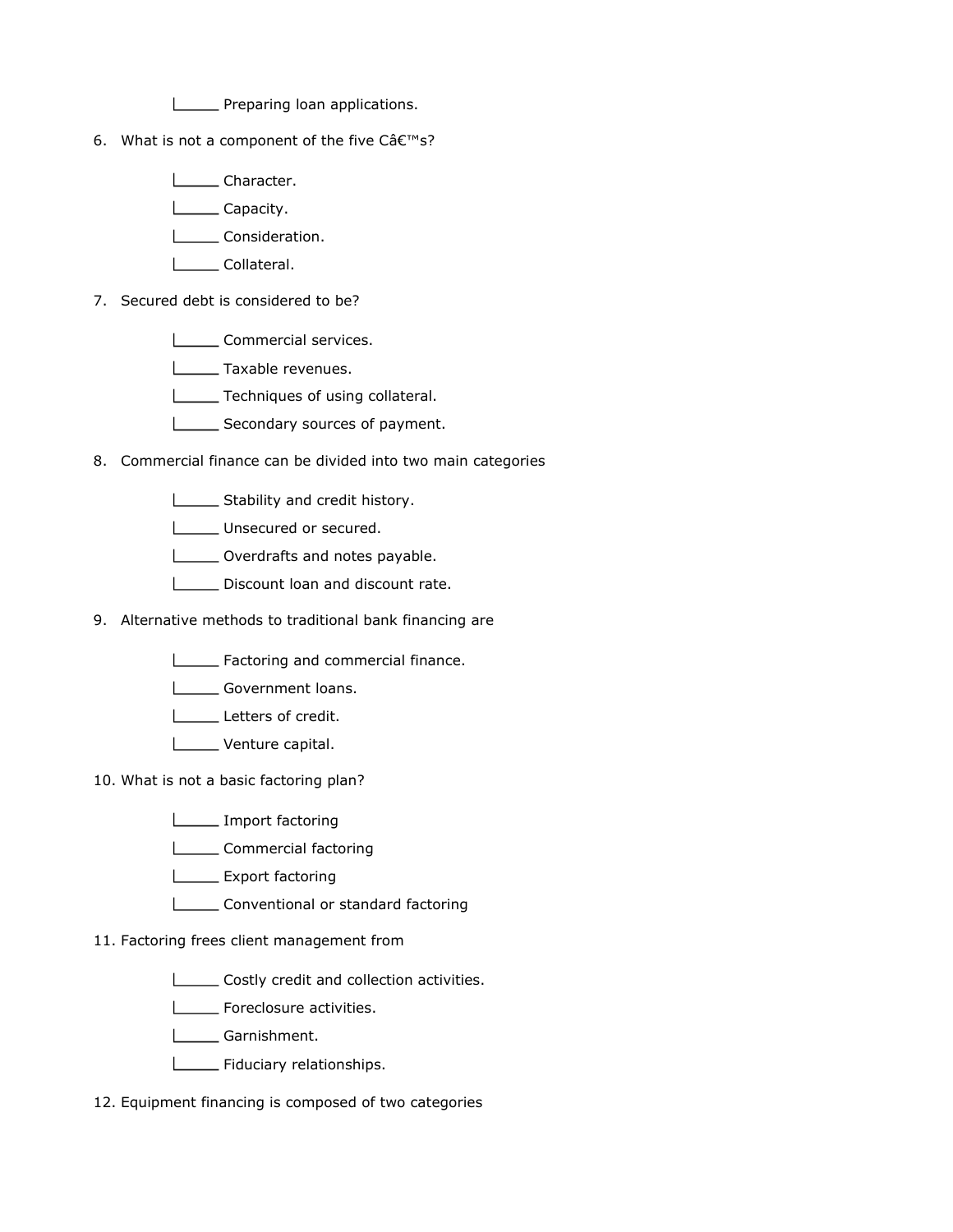|_____ Preparing loan applications.

6. What is not a component of the five Câ€™s?

   |_____ Character.

   |_____ Capacity.

   |_____ Consideration.

   |_____ Collateral.

7. Secured debt is considered to be?

   |_____ Commercial services.

   |_____ Taxable revenues.

   |_____ Techniques of using collateral.

   |_____ Secondary sources of payment.

8. Commercial finance can be divided into two main categories

   |_____ Stability and credit history.

   |_____ Unsecured or secured.

   |_____ Overdrafts and notes payable.

   |_____ Discount loan and discount rate.

9. Alternative methods to traditional bank financing are

   |_____ Factoring and commercial finance.

   |_____ Government loans.

   |_____ Letters of credit.

   |_____ Venture capital.

10. What is not a basic factoring plan?

   |_____ Import factoring

   |_____ Commercial factoring

   |_____ Export factoring

   |_____ Conventional or standard factoring

11. Factoring frees client management from

   |_____ Costly credit and collection activities.

   |_____ Foreclosure activities.

   |_____ Garnishment.

   |_____ Fiduciary relationships.

12. Equipment financing is composed of two categories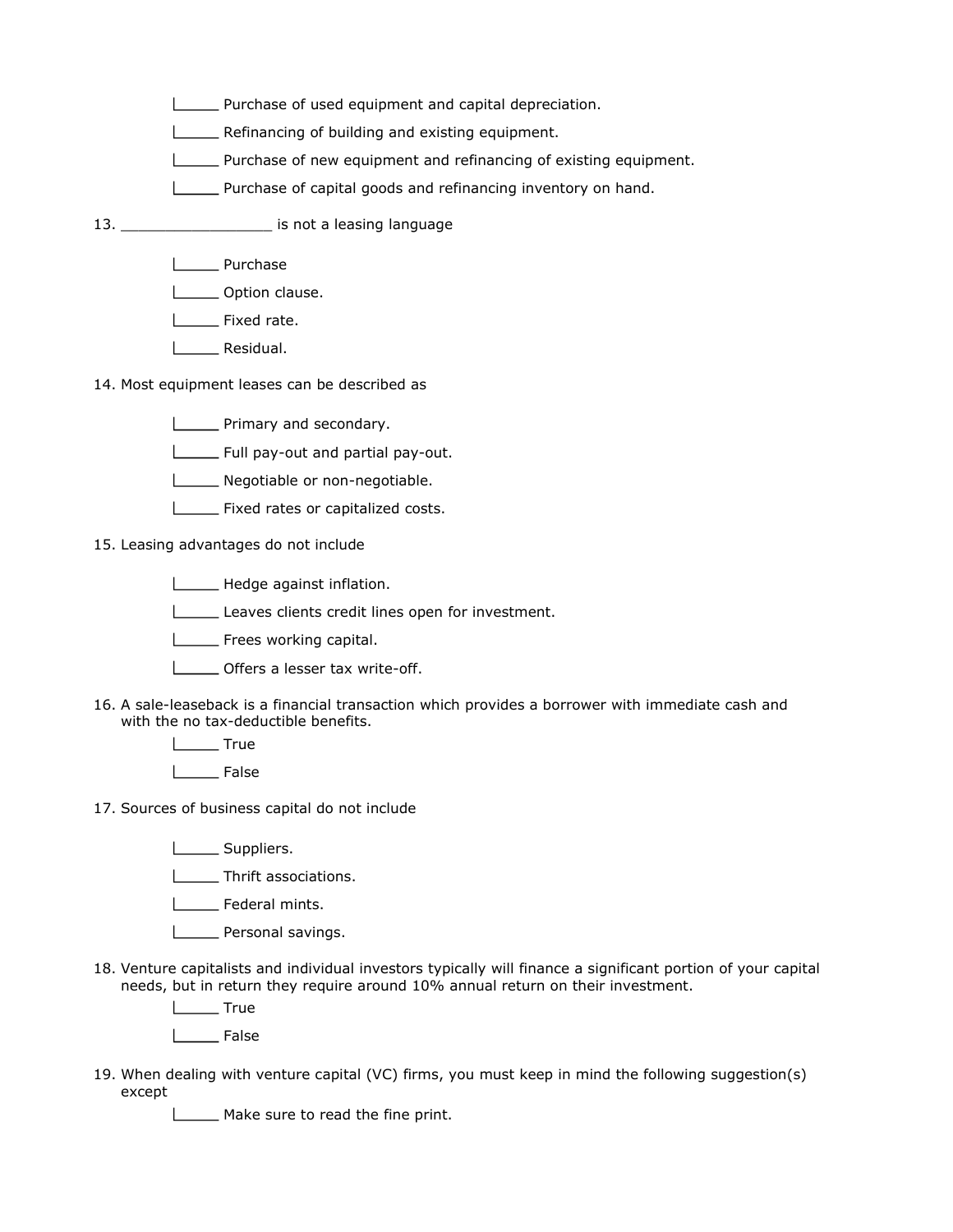- [ ] Purchase of used equipment and capital depreciation.
- [ ] Refinancing of building and existing equipment.
- [ ] Purchase of new equipment and refinancing of existing equipment.
- [ ] Purchase of capital goods and refinancing inventory on hand.

13. _________________ is not a leasing language

- [ ] Purchase
- [ ] Option clause.
- [ ] Fixed rate.
- [ ] Residual.

14. Most equipment leases can be described as

- [ ] Primary and secondary.
- [ ] Full pay-out and partial pay-out.
- [ ] Negotiable or non-negotiable.
- [ ] Fixed rates or capitalized costs.

15. Leasing advantages do not include

- [ ] Hedge against inflation.
- [ ] Leaves clients credit lines open for investment.
- [ ] Frees working capital.
- [ ] Offers a lesser tax write-off.

16. A sale-leaseback is a financial transaction which provides a borrower with immediate cash and with the no tax-deductible benefits.

- [ ] True
- [ ] False

17. Sources of business capital do not include

- [ ] Suppliers.
- [ ] Thrift associations.
- [ ] Federal mints.
- [ ] Personal savings.

18. Venture capitalists and individual investors typically will finance a significant portion of your capital needs, but in return they require around 10% annual return on their investment.

- [ ] True
- [ ] False

19. When dealing with venture capital (VC) firms, you must keep in mind the following suggestion(s) except

- [ ] Make sure to read the fine print.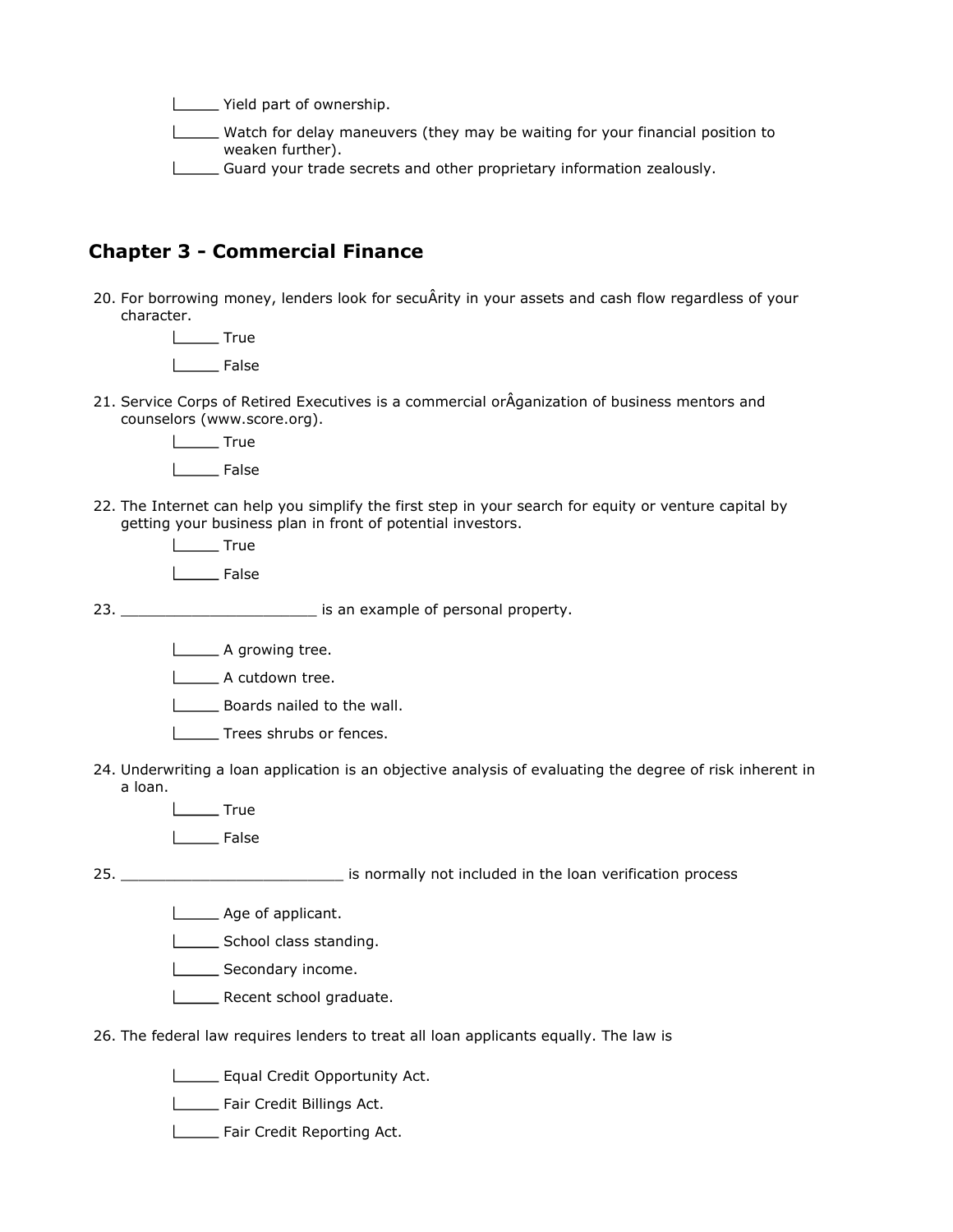- [ ] Yield part of ownership.
- [ ] Watch for delay maneuvers (they may be waiting for your financial position to weaken further).
- [ ] Guard your trade secrets and other proprietary information zealously.

## Chapter 3 - Commercial Finance

20. For borrowing money, lenders look for secuÂrity in your assets and cash flow regardless of your character.
    - [ ] True
    - [ ] False

21. Service Corps of Retired Executives is a commercial orÂganization of business mentors and counselors (www.score.org).
    - [ ] True
    - [ ] False

22. The Internet can help you simplify the first step in your search for equity or venture capital by getting your business plan in front of potential investors.
    - [ ] True
    - [ ] False

23. ______________________ is an example of personal property.
    - [ ] A growing tree.
    - [ ] A cutdown tree.
    - [ ] Boards nailed to the wall.
    - [ ] Trees shrubs or fences.

24. Underwriting a loan application is an objective analysis of evaluating the degree of risk inherent in a loan.
    - [ ] True
    - [ ] False

25. _________________________ is normally not included in the loan verification process
    - [ ] Age of applicant.
    - [ ] School class standing.
    - [ ] Secondary income.
    - [ ] Recent school graduate.

26. The federal law requires lenders to treat all loan applicants equally. The law is
    - [ ] Equal Credit Opportunity Act.
    - [ ] Fair Credit Billings Act.
    - [ ] Fair Credit Reporting Act.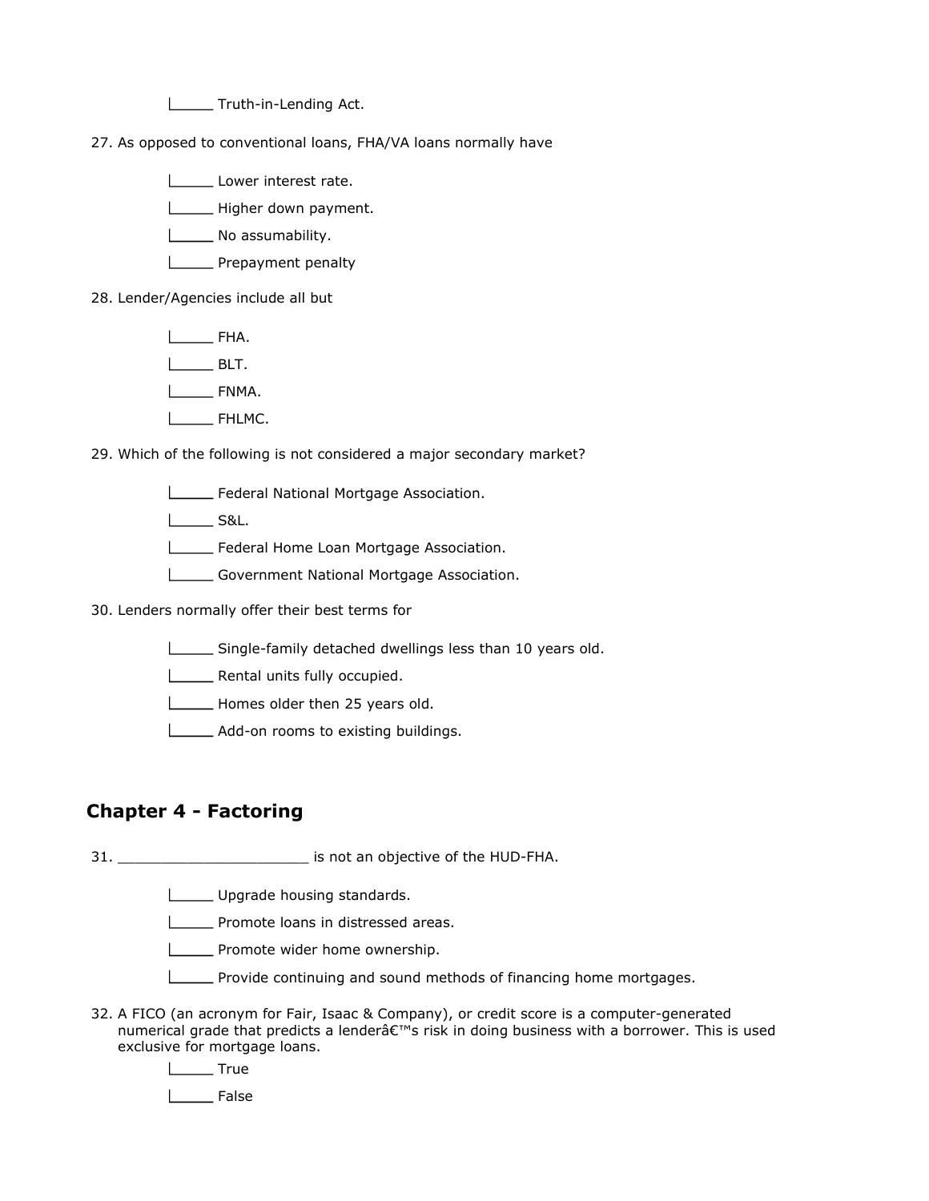- [ ] Truth-in-Lending Act.

27. As opposed to conventional loans, FHA/VA loans normally have

- [ ] Lower interest rate.
- [ ] Higher down payment.
- [ ] No assumability.
- [ ] Prepayment penalty

28. Lender/Agencies include all but

- [ ] FHA.
- [ ] BLT.
- [ ] FNMA.
- [ ] FHLMC.

29. Which of the following is not considered a major secondary market?

- [ ] Federal National Mortgage Association.
- [ ] S&L.
- [ ] Federal Home Loan Mortgage Association.
- [ ] Government National Mortgage Association.

30. Lenders normally offer their best terms for

- [ ] Single-family detached dwellings less than 10 years old.
- [ ] Rental units fully occupied.
- [ ] Homes older then 25 years old.
- [ ] Add-on rooms to existing buildings.

## Chapter 4 - Factoring

31. ______________________ is not an objective of the HUD-FHA.

- [ ] Upgrade housing standards.
- [ ] Promote loans in distressed areas.
- [ ] Promote wider home ownership.
- [ ] Provide continuing and sound methods of financing home mortgages.

32. A FICO (an acronym for Fair, Isaac & Company), or credit score is a computer-generated numerical grade that predicts a lenderâ€™s risk in doing business with a borrower. This is used exclusive for mortgage loans.

- [ ] True
- [ ] False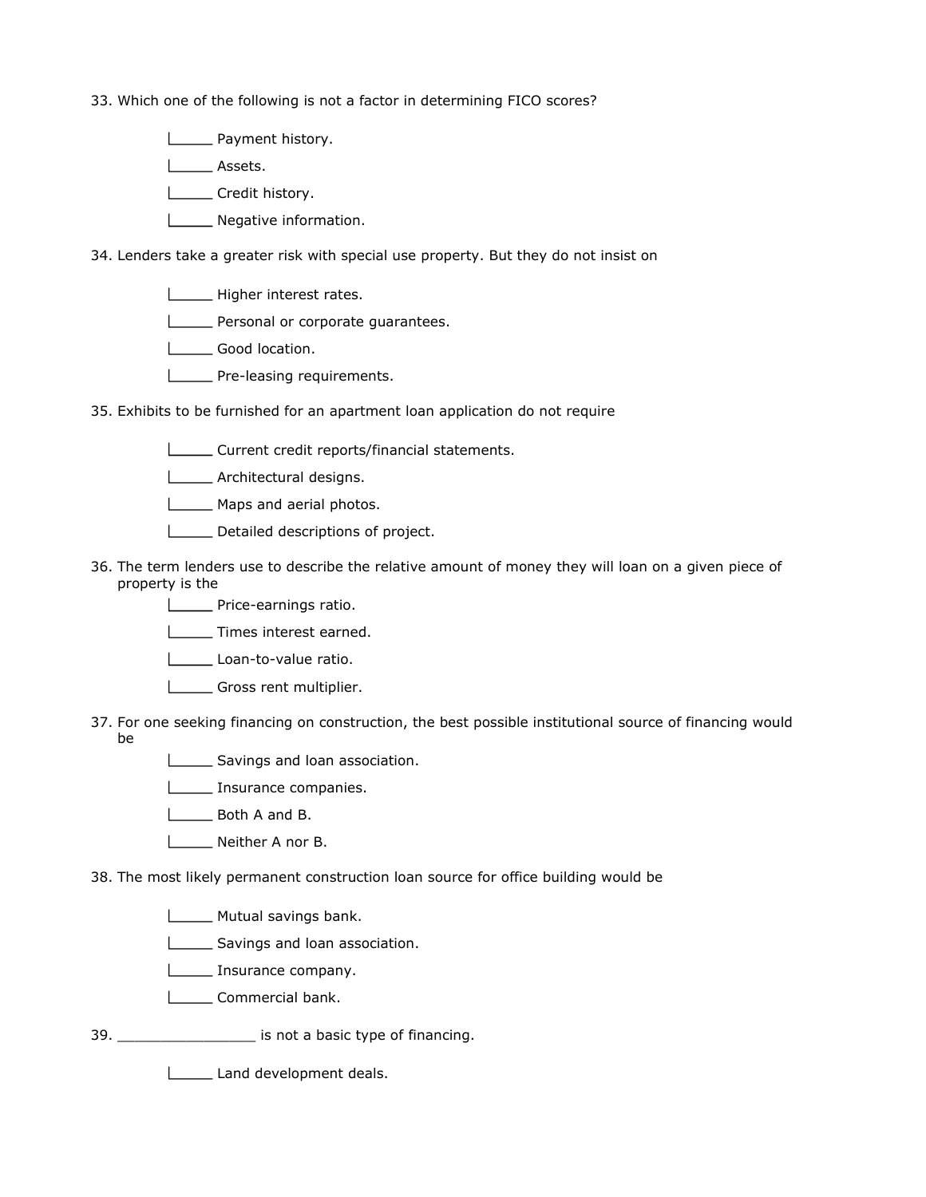33. Which one of the following is not a factor in determining FICO scores?

    _____ Payment history.

    _____ Assets.

    _____ Credit history.

    _____ Negative information.

34. Lenders take a greater risk with special use property. But they do not insist on

    _____ Higher interest rates.

    _____ Personal or corporate guarantees.

    _____ Good location.

    _____ Pre-leasing requirements.

35. Exhibits to be furnished for an apartment loan application do not require

    _____ Current credit reports/financial statements.

    _____ Architectural designs.

    _____ Maps and aerial photos.

    _____ Detailed descriptions of project.

36. The term lenders use to describe the relative amount of money they will loan on a given piece of property is the

    _____ Price-earnings ratio.

    _____ Times interest earned.

    _____ Loan-to-value ratio.

    _____ Gross rent multiplier.

37. For one seeking financing on construction, the best possible institutional source of financing would be

    _____ Savings and loan association.

    _____ Insurance companies.

    _____ Both A and B.

    _____ Neither A nor B.

38. The most likely permanent construction loan source for office building would be

    _____ Mutual savings bank.

    _____ Savings and loan association.

    _____ Insurance company.

    _____ Commercial bank.

39. ________________ is not a basic type of financing.

    _____ Land development deals.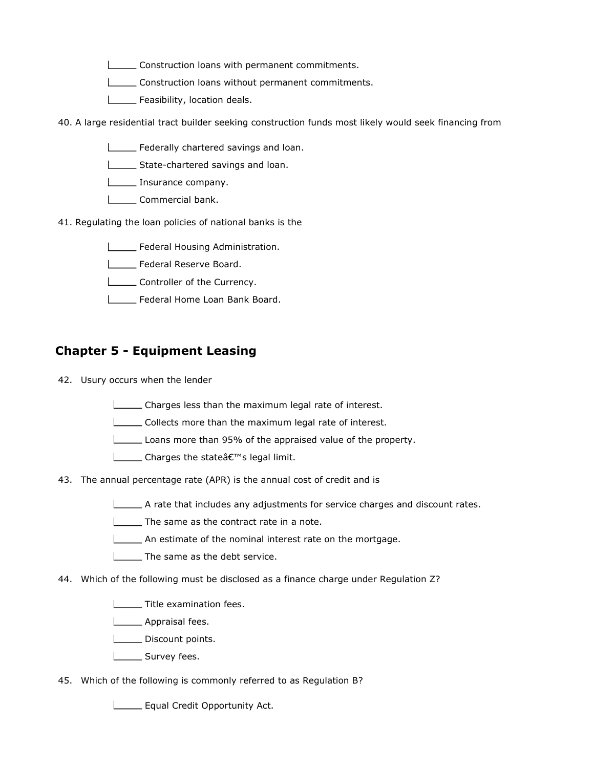- ______ Construction loans with permanent commitments.
- ______ Construction loans without permanent commitments.
- ______ Feasibility, location deals.

40. A large residential tract builder seeking construction funds most likely would seek financing from

- ______ Federally chartered savings and loan.
- ______ State-chartered savings and loan.
- ______ Insurance company.
- ______ Commercial bank.

41. Regulating the loan policies of national banks is the

- ______ Federal Housing Administration.
- ______ Federal Reserve Board.
- ______ Controller of the Currency.
- ______ Federal Home Loan Bank Board.

## Chapter 5 - Equipment Leasing

42. Usury occurs when the lender

- ______ Charges less than the maximum legal rate of interest.
- ______ Collects more than the maximum legal rate of interest.
- ______ Loans more than 95% of the appraised value of the property.
- ______ Charges the stateâ€™s legal limit.

43. The annual percentage rate (APR) is the annual cost of credit and is

- ______ A rate that includes any adjustments for service charges and discount rates.
- ______ The same as the contract rate in a note.
- ______ An estimate of the nominal interest rate on the mortgage.
- ______ The same as the debt service.

44. Which of the following must be disclosed as a finance charge under Regulation Z?

- ______ Title examination fees.
- ______ Appraisal fees.
- ______ Discount points.
- ______ Survey fees.

45. Which of the following is commonly referred to as Regulation B?

- ______ Equal Credit Opportunity Act.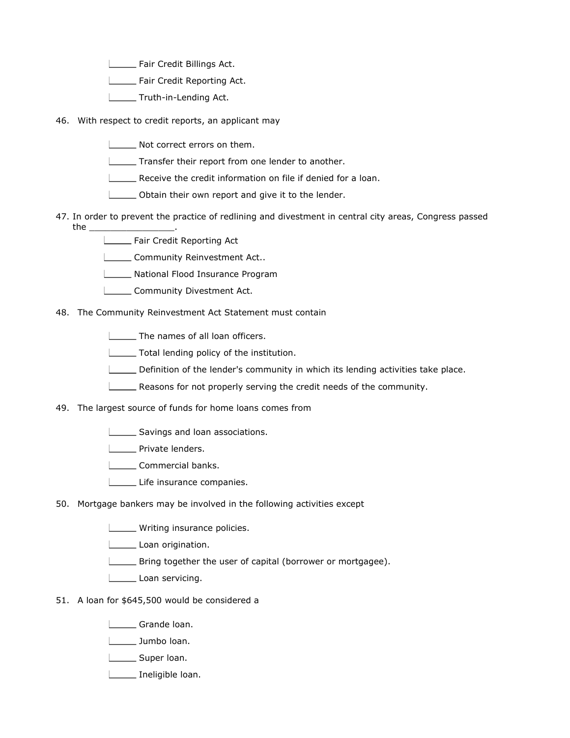_____ Fair Credit Billings Act.

_____ Fair Credit Reporting Act.

_____ Truth-in-Lending Act.

46. With respect to credit reports, an applicant may

_____ Not correct errors on them.

_____ Transfer their report from one lender to another.

_____ Receive the credit information on file if denied for a loan.

_____ Obtain their own report and give it to the lender.

47. In order to prevent the practice of redlining and divestment in central city areas, Congress passed the ________________.

_____ Fair Credit Reporting Act

_____ Community Reinvestment Act..

_____ National Flood Insurance Program

_____ Community Divestment Act.

48. The Community Reinvestment Act Statement must contain

_____ The names of all loan officers.

_____ Total lending policy of the institution.

_____ Definition of the lender's community in which its lending activities take place.

_____ Reasons for not properly serving the credit needs of the community.

49. The largest source of funds for home loans comes from

_____ Savings and loan associations.

_____ Private lenders.

_____ Commercial banks.

_____ Life insurance companies.

50. Mortgage bankers may be involved in the following activities except

_____ Writing insurance policies.

_____ Loan origination.

_____ Bring together the user of capital (borrower or mortgagee).

_____ Loan servicing.

51. A loan for $645,500 would be considered a

_____ Grande loan.

_____ Jumbo loan.

_____ Super loan.

_____ Ineligible loan.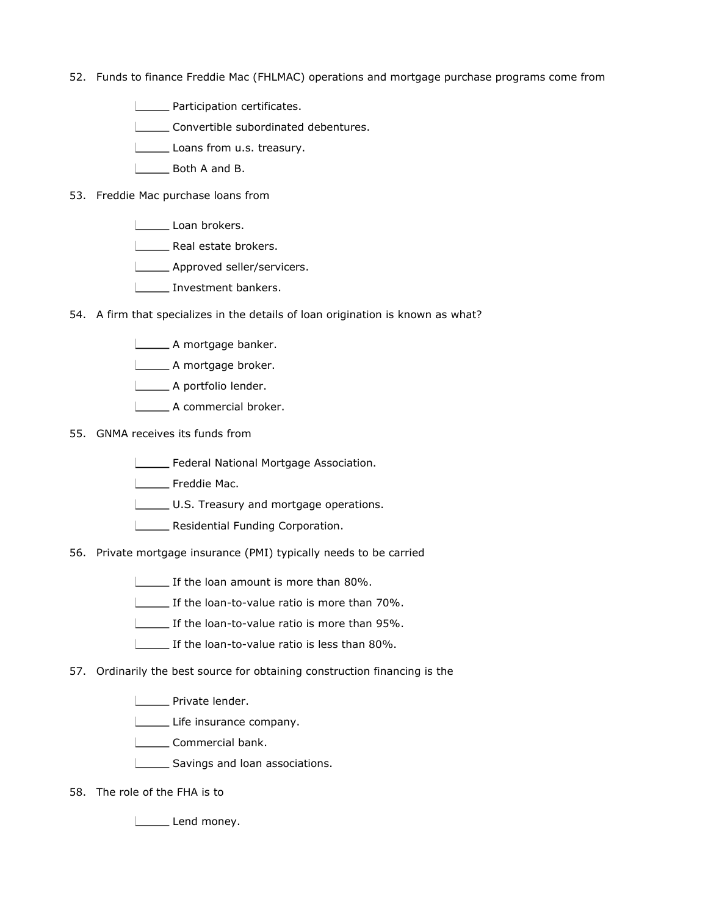52. Funds to finance Freddie Mac (FHLMAC) operations and mortgage purchase programs come from

    _____ Participation certificates.

    _____ Convertible subordinated debentures.

    _____ Loans from u.s. treasury.

    _____ Both A and B.

53. Freddie Mac purchase loans from

    _____ Loan brokers.

    _____ Real estate brokers.

    _____ Approved seller/servicers.

    _____ Investment bankers.

54. A firm that specializes in the details of loan origination is known as what?

    _____ A mortgage banker.

    _____ A mortgage broker.

    _____ A portfolio lender.

    _____ A commercial broker.

55. GNMA receives its funds from

    _____ Federal National Mortgage Association.

    _____ Freddie Mac.

    _____ U.S. Treasury and mortgage operations.

    _____ Residential Funding Corporation.

56. Private mortgage insurance (PMI) typically needs to be carried

    _____ If the loan amount is more than 80%.

    _____ If the loan-to-value ratio is more than 70%.

    _____ If the loan-to-value ratio is more than 95%.

    _____ If the loan-to-value ratio is less than 80%.

57. Ordinarily the best source for obtaining construction financing is the

    _____ Private lender.

    _____ Life insurance company.

    _____ Commercial bank.

    _____ Savings and loan associations.

58. The role of the FHA is to

    _____ Lend money.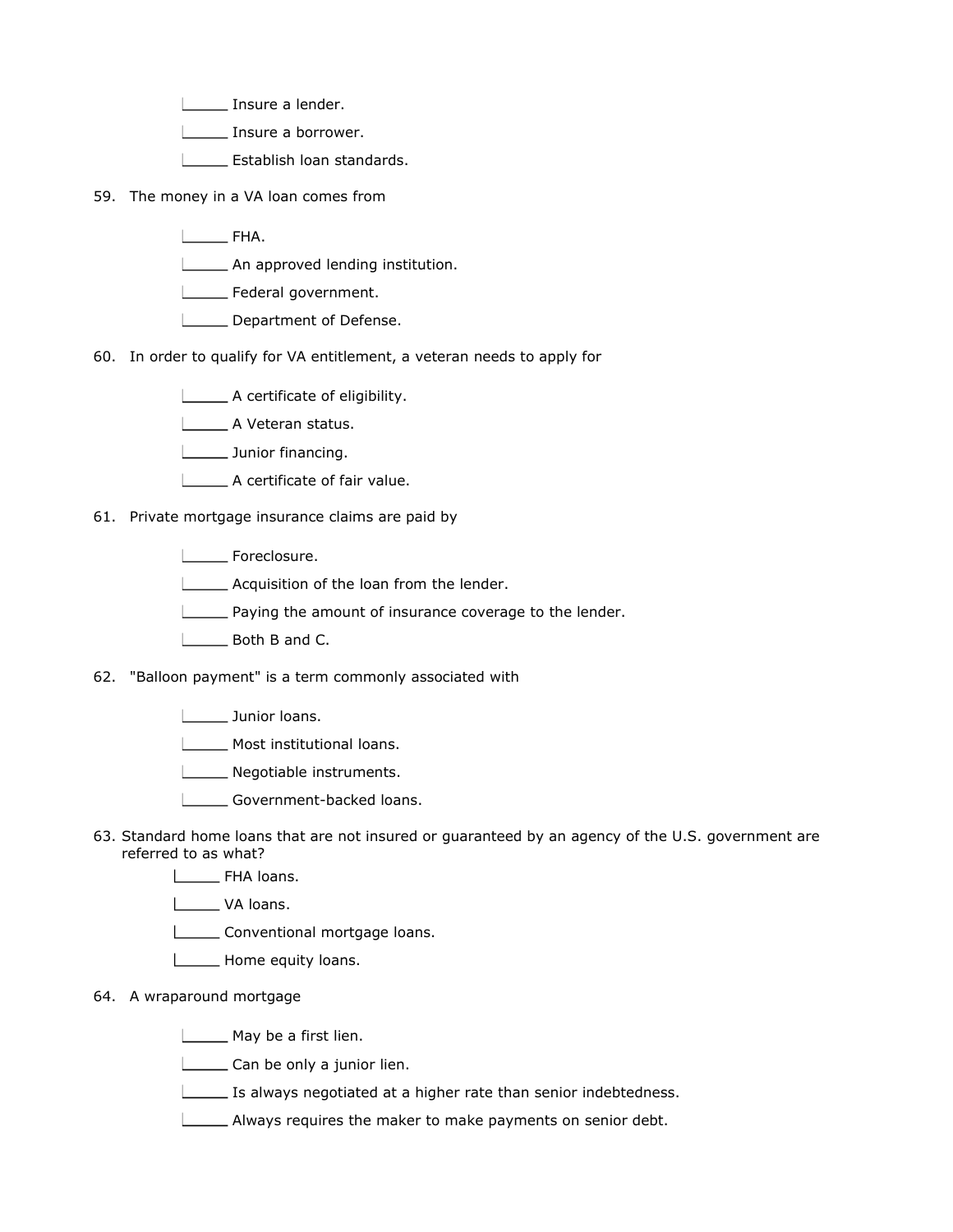_____ Insure a lender.

_____ Insure a borrower.

_____ Establish loan standards.

59. The money in a VA loan comes from

_____ FHA.

_____ An approved lending institution.

_____ Federal government.

_____ Department of Defense.

60. In order to qualify for VA entitlement, a veteran needs to apply for

_____ A certificate of eligibility.

_____ A Veteran status.

_____ Junior financing.

_____ A certificate of fair value.

61. Private mortgage insurance claims are paid by

_____ Foreclosure.

_____ Acquisition of the loan from the lender.

_____ Paying the amount of insurance coverage to the lender.

_____ Both B and C.

62. "Balloon payment" is a term commonly associated with

_____ Junior loans.

_____ Most institutional loans.

_____ Negotiable instruments.

_____ Government-backed loans.

63. Standard home loans that are not insured or guaranteed by an agency of the U.S. government are referred to as what?

_____ FHA loans.

_____ VA loans.

_____ Conventional mortgage loans.

_____ Home equity loans.

64. A wraparound mortgage

_____ May be a first lien.

_____ Can be only a junior lien.

_____ Is always negotiated at a higher rate than senior indebtedness.

_____ Always requires the maker to make payments on senior debt.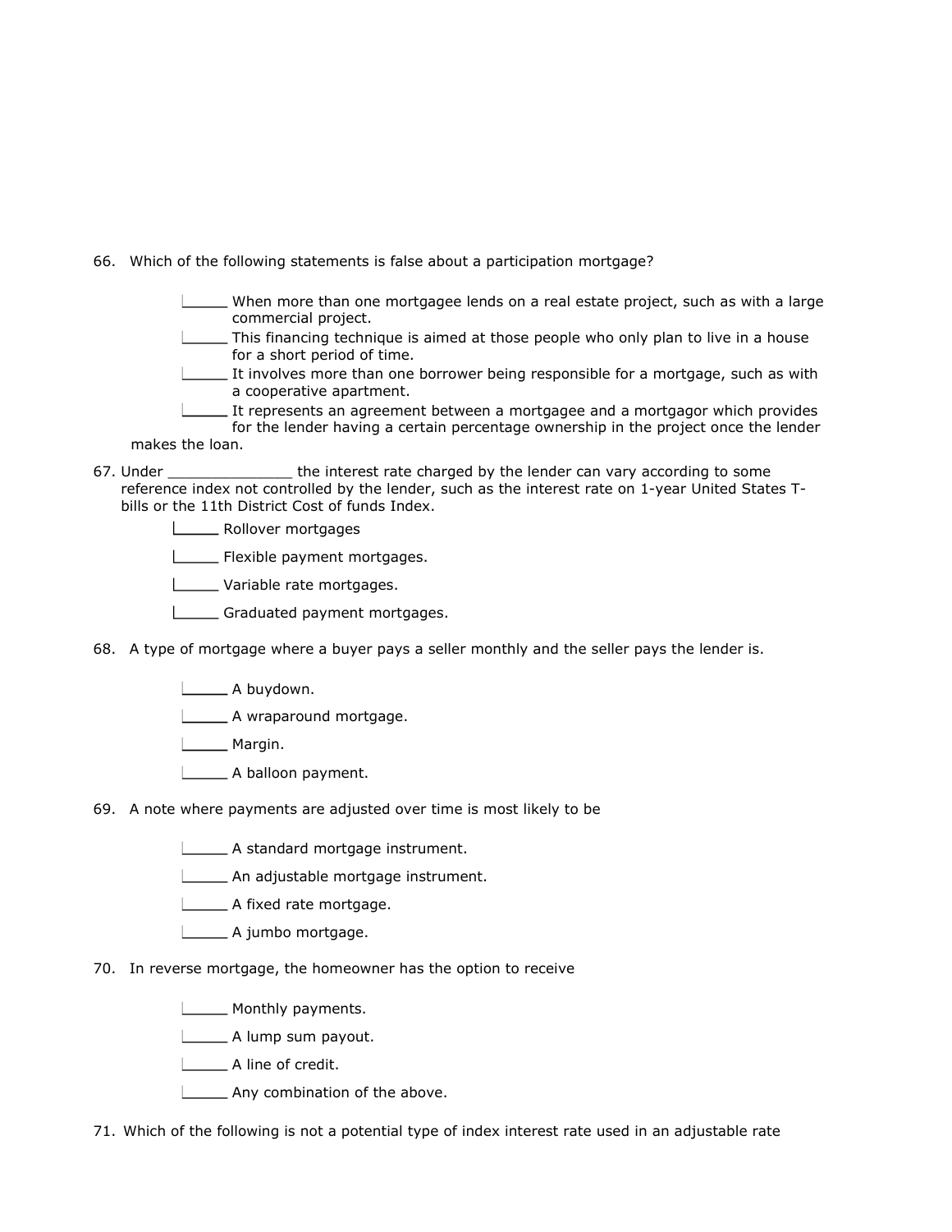66. Which of the following statements is false about a participation mortgage?

_____ When more than one mortgagee lends on a real estate project, such as with a large commercial project.
_____ This financing technique is aimed at those people who only plan to live in a house for a short period of time.
_____ It involves more than one borrower being responsible for a mortgage, such as with a cooperative apartment.
_____ It represents an agreement between a mortgagee and a mortgagor which provides for the lender having a certain percentage ownership in the project once the lender makes the loan.

67. Under ______________ the interest rate charged by the lender can vary according to some reference index not controlled by the lender, such as the interest rate on 1-year United States T-bills or the 11th District Cost of funds Index.

_____ Rollover mortgages
_____ Flexible payment mortgages.
_____ Variable rate mortgages.
_____ Graduated payment mortgages.

68. A type of mortgage where a buyer pays a seller monthly and the seller pays the lender is.

_____ A buydown.
_____ A wraparound mortgage.
_____ Margin.
_____ A balloon payment.

69. A note where payments are adjusted over time is most likely to be

_____ A standard mortgage instrument.
_____ An adjustable mortgage instrument.
_____ A fixed rate mortgage.
_____ A jumbo mortgage.

70. In reverse mortgage, the homeowner has the option to receive

_____ Monthly payments.
_____ A lump sum payout.
_____ A line of credit.
_____ Any combination of the above.

71. Which of the following is not a potential type of index interest rate used in an adjustable rate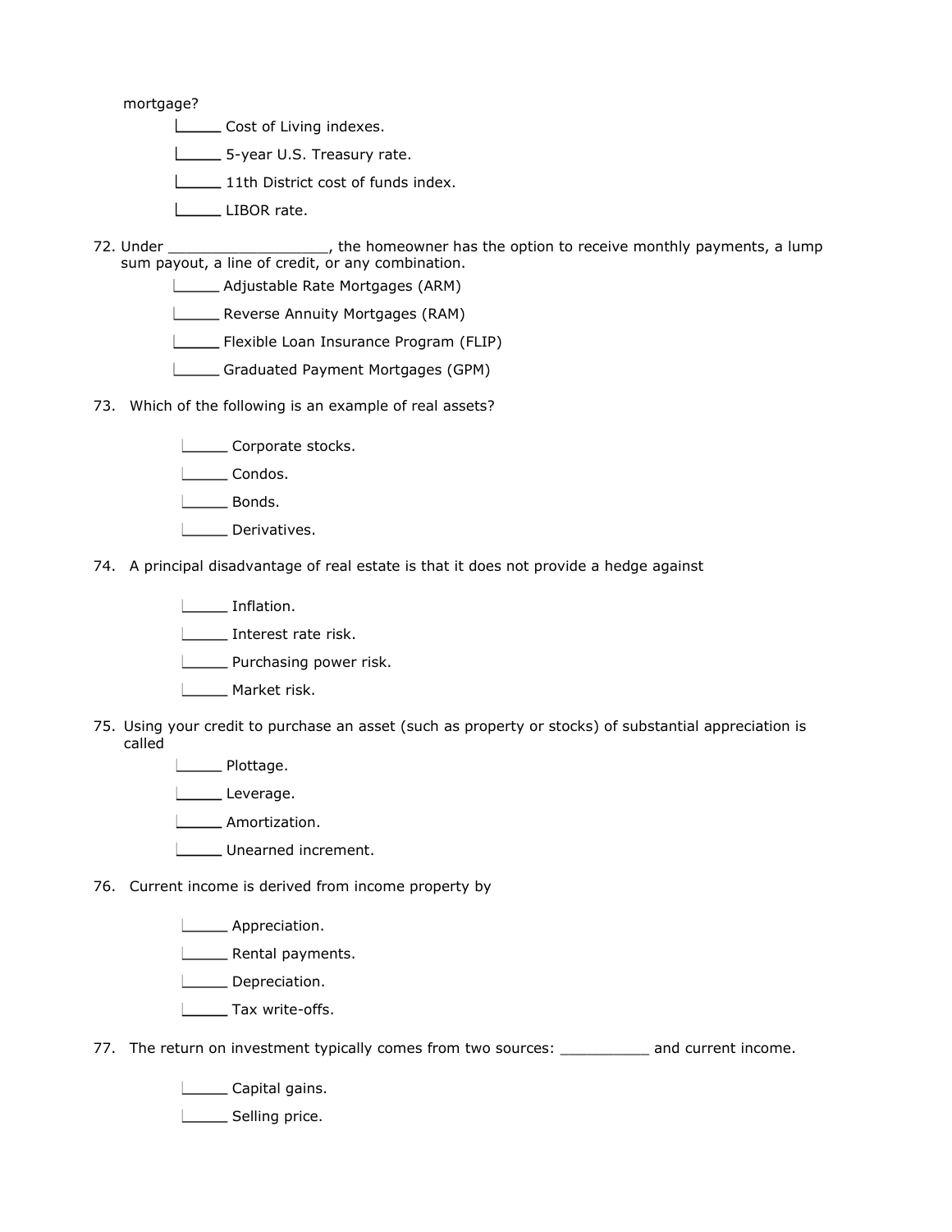mortgage?

- _____ Cost of Living indexes.
- _____ 5-year U.S. Treasury rate.
- _____ 11th District cost of funds index.
- _____ LIBOR rate.

72. Under __________________, the homeowner has the option to receive monthly payments, a lump sum payout, a line of credit, or any combination.

- _____ Adjustable Rate Mortgages (ARM)
- _____ Reverse Annuity Mortgages (RAM)
- _____ Flexible Loan Insurance Program (FLIP)
- _____ Graduated Payment Mortgages (GPM)

73. Which of the following is an example of real assets?

- _____ Corporate stocks.
- _____ Condos.
- _____ Bonds.
- _____ Derivatives.

74. A principal disadvantage of real estate is that it does not provide a hedge against

- _____ Inflation.
- _____ Interest rate risk.
- _____ Purchasing power risk.
- _____ Market risk.

75. Using your credit to purchase an asset (such as property or stocks) of substantial appreciation is called

- _____ Plottage.
- _____ Leverage.
- _____ Amortization.
- _____ Unearned increment.

76. Current income is derived from income property by

- _____ Appreciation.
- _____ Rental payments.
- _____ Depreciation.
- _____ Tax write-offs.

77. The return on investment typically comes from two sources: __________ and current income.

- _____ Capital gains.
- _____ Selling price.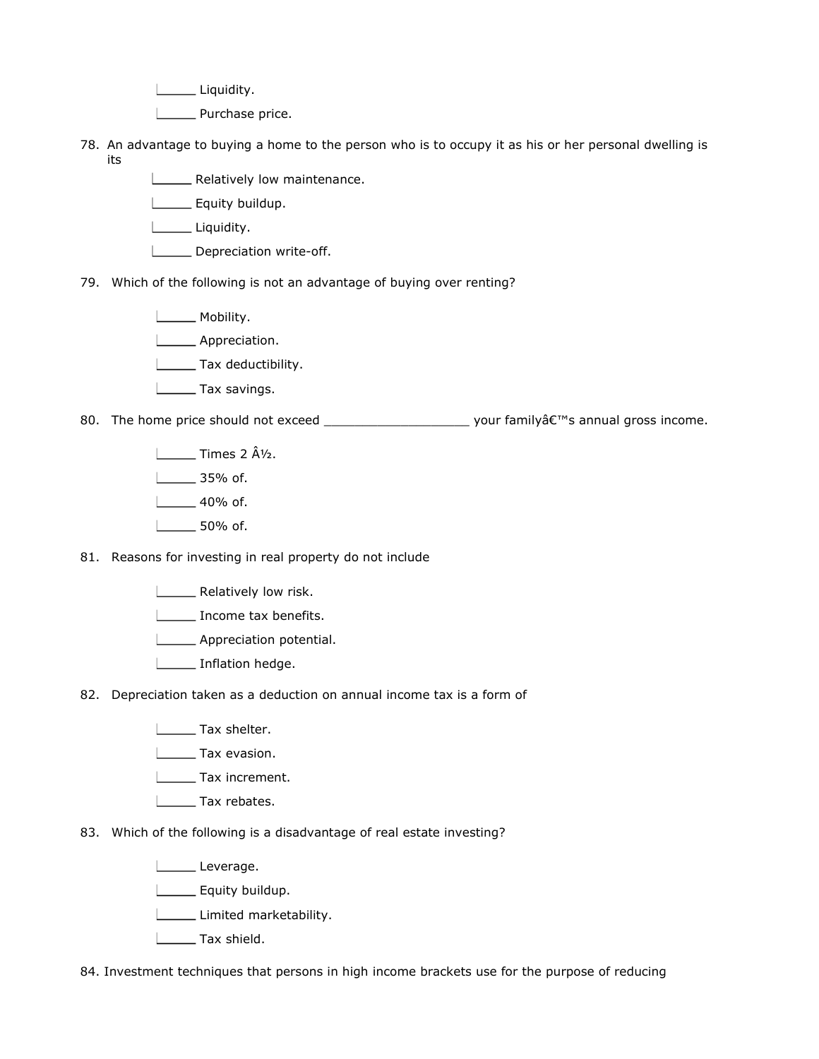_____ Liquidity.

_____ Purchase price.

78. An advantage to buying a home to the person who is to occupy it as his or her personal dwelling is its

_____ Relatively low maintenance.

_____ Equity buildup.

_____ Liquidity.

_____ Depreciation write-off.

79. Which of the following is not an advantage of buying over renting?

_____ Mobility.

_____ Appreciation.

_____ Tax deductibility.

_____ Tax savings.

80. The home price should not exceed ___________________ your familyâ€™s annual gross income.

_____ Times 2 Â½.

_____ 35% of.

_____ 40% of.

_____ 50% of.

81. Reasons for investing in real property do not include

_____ Relatively low risk.

_____ Income tax benefits.

_____ Appreciation potential.

_____ Inflation hedge.

82. Depreciation taken as a deduction on annual income tax is a form of

_____ Tax shelter.

_____ Tax evasion.

_____ Tax increment.

_____ Tax rebates.

83. Which of the following is a disadvantage of real estate investing?

_____ Leverage.

_____ Equity buildup.

_____ Limited marketability.

_____ Tax shield.

84. Investment techniques that persons in high income brackets use for the purpose of reducing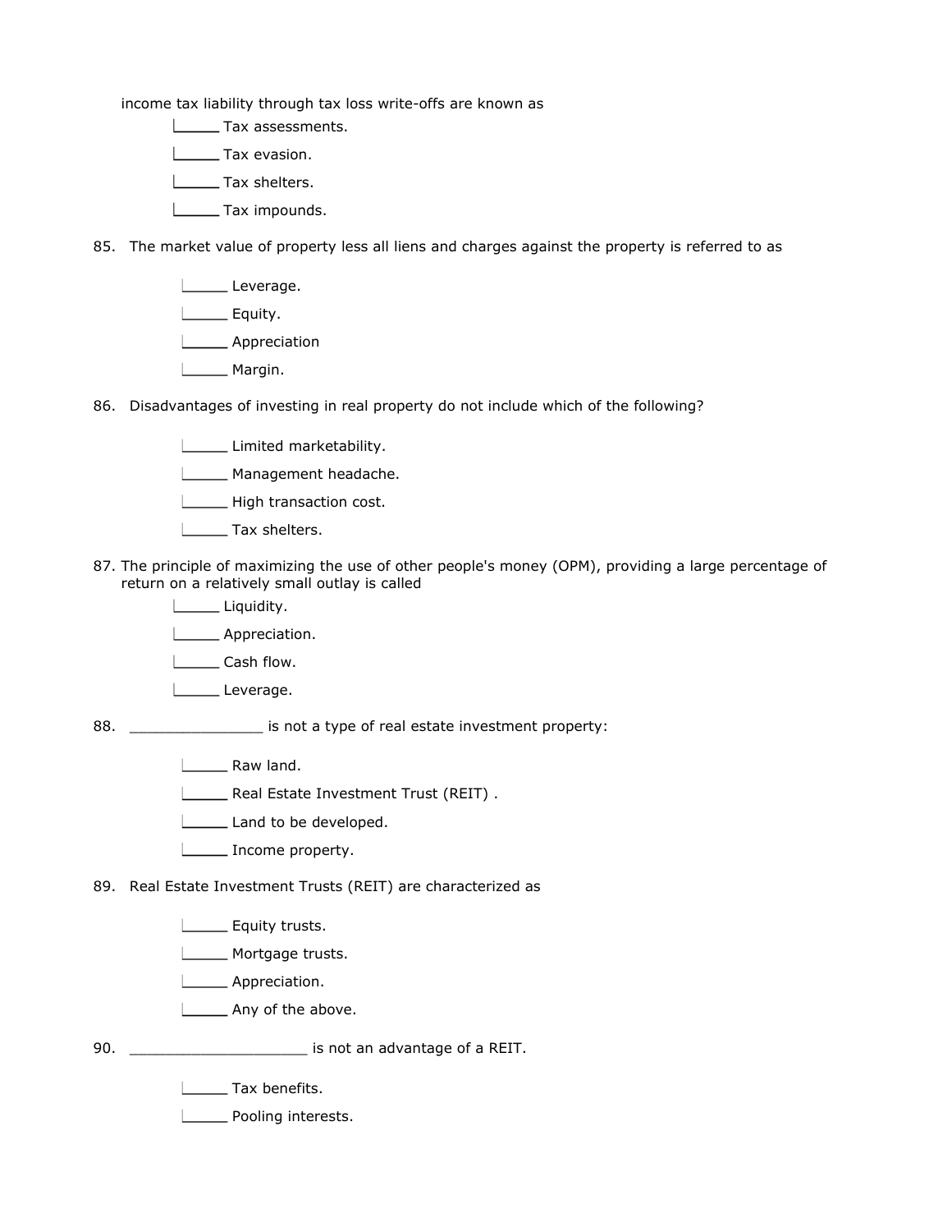income tax liability through tax loss write-offs are known as

- _____ Tax assessments.
- _____ Tax evasion.
- _____ Tax shelters.
- _____ Tax impounds.

85. The market value of property less all liens and charges against the property is referred to as

- _____ Leverage.
- _____ Equity.
- _____ Appreciation
- _____ Margin.

86. Disadvantages of investing in real property do not include which of the following?

- _____ Limited marketability.
- _____ Management headache.
- _____ High transaction cost.
- _____ Tax shelters.

87. The principle of maximizing the use of other people's money (OPM), providing a large percentage of return on a relatively small outlay is called

- _____ Liquidity.
- _____ Appreciation.
- _____ Cash flow.
- _____ Leverage.

88. _______________ is not a type of real estate investment property:

- _____ Raw land.
- _____ Real Estate Investment Trust (REIT) .
- _____ Land to be developed.
- _____ Income property.

89. Real Estate Investment Trusts (REIT) are characterized as

- _____ Equity trusts.
- _____ Mortgage trusts.
- _____ Appreciation.
- _____ Any of the above.

90. ____________________ is not an advantage of a REIT.

- _____ Tax benefits.
- _____ Pooling interests.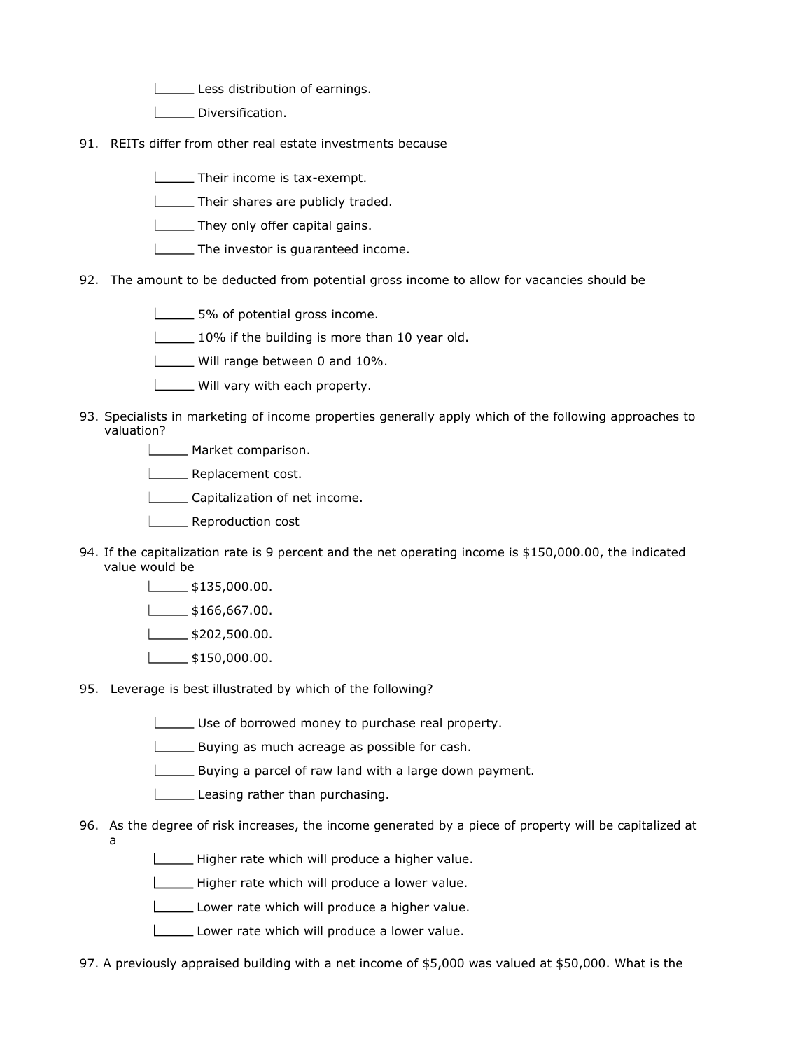_____ Less distribution of earnings.

_____ Diversification.

91. REITs differ from other real estate investments because

_____ Their income is tax-exempt.

_____ Their shares are publicly traded.

_____ They only offer capital gains.

_____ The investor is guaranteed income.

92. The amount to be deducted from potential gross income to allow for vacancies should be

_____ 5% of potential gross income.

_____ 10% if the building is more than 10 year old.

_____ Will range between 0 and 10%.

_____ Will vary with each property.

93. Specialists in marketing of income properties generally apply which of the following approaches to valuation?

_____ Market comparison.

_____ Replacement cost.

_____ Capitalization of net income.

_____ Reproduction cost

94. If the capitalization rate is 9 percent and the net operating income is $150,000.00, the indicated value would be

_____ $135,000.00.

_____ $166,667.00.

_____ $202,500.00.

_____ $150,000.00.

95. Leverage is best illustrated by which of the following?

_____ Use of borrowed money to purchase real property.

_____ Buying as much acreage as possible for cash.

_____ Buying a parcel of raw land with a large down payment.

_____ Leasing rather than purchasing.

96. As the degree of risk increases, the income generated by a piece of property will be capitalized at a

_____ Higher rate which will produce a higher value.

_____ Higher rate which will produce a lower value.

_____ Lower rate which will produce a higher value.

_____ Lower rate which will produce a lower value.

97. A previously appraised building with a net income of $5,000 was valued at $50,000. What is the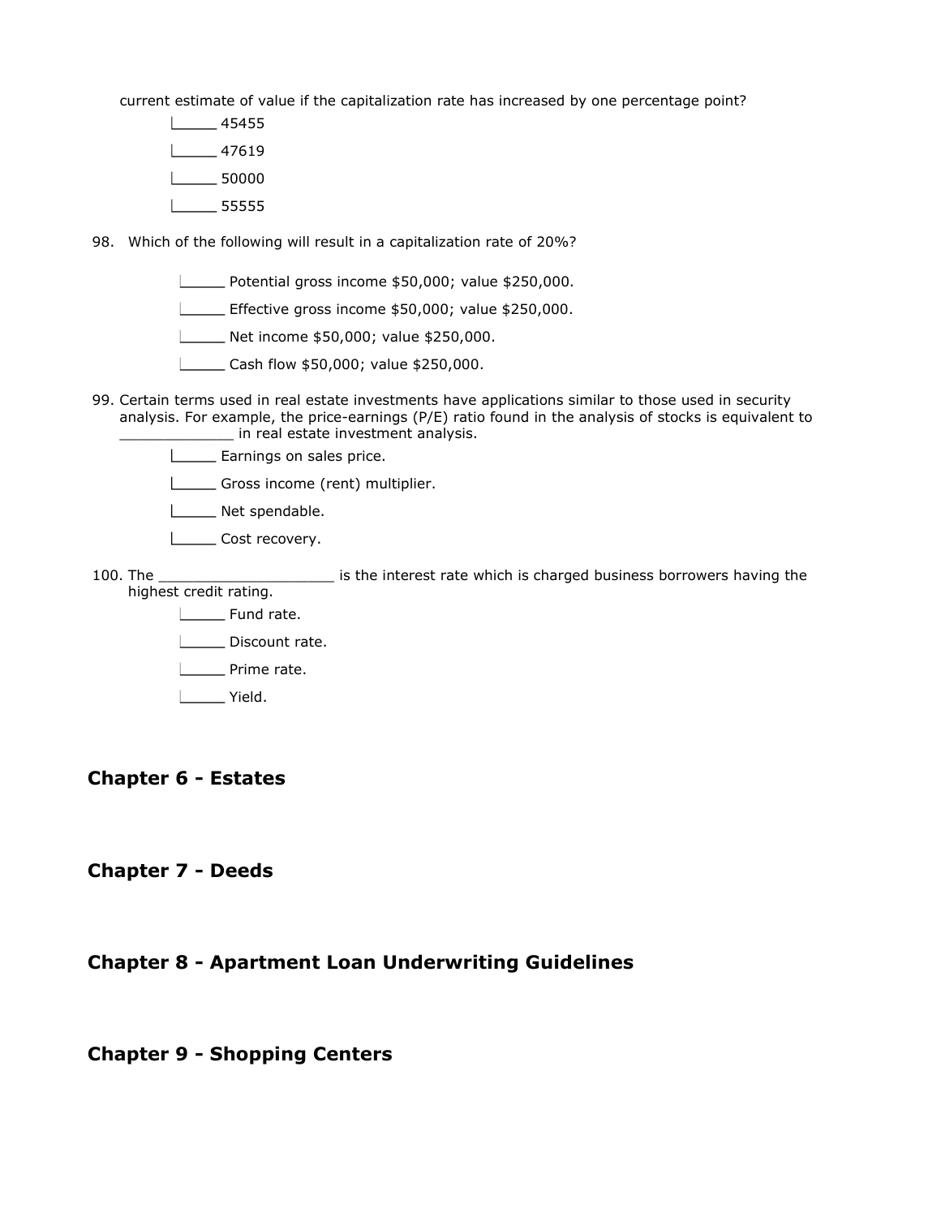current estimate of value if the capitalization rate has increased by one percentage point?

- [ ] 45455
- [ ] 47619
- [ ] 50000
- [ ] 55555

98. Which of the following will result in a capitalization rate of 20%?

- [ ] Potential gross income $50,000; value $250,000.
- [ ] Effective gross income $50,000; value $250,000.
- [ ] Net income $50,000; value $250,000.
- [ ] Cash flow $50,000; value $250,000.

99. Certain terms used in real estate investments have applications similar to those used in security analysis. For example, the price-earnings (P/E) ratio found in the analysis of stocks is equivalent to _____________ in real estate investment analysis.

- [ ] Earnings on sales price.
- [ ] Gross income (rent) multiplier.
- [ ] Net spendable.
- [ ] Cost recovery.

100. The ____________________ is the interest rate which is charged business borrowers having the highest credit rating.

- [ ] Fund rate.
- [ ] Discount rate.
- [ ] Prime rate.
- [ ] Yield.

## Chapter 6 - Estates

## Chapter 7 - Deeds

## Chapter 8 - Apartment Loan Underwriting Guidelines

## Chapter 9 - Shopping Centers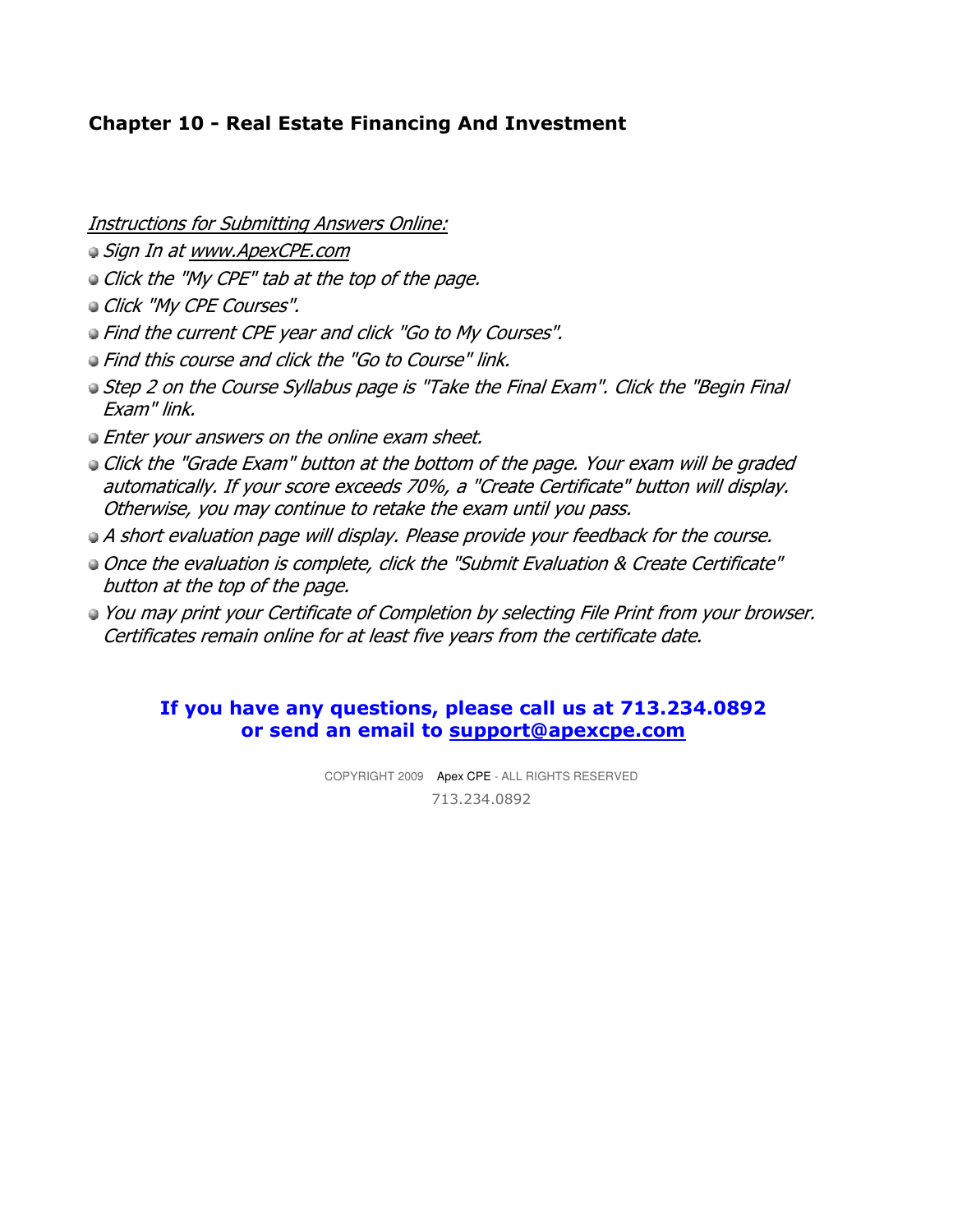## Chapter 10 - Real Estate Financing And Investment

*Instructions for Submitting Answers Online:*

- *Sign In at www.ApexCPE.com*
- *Click the "My CPE" tab at the top of the page.*
- *Click "My CPE Courses".*
- *Find the current CPE year and click "Go to My Courses".*
- *Find this course and click the "Go to Course" link.*
- *Step 2 on the Course Syllabus page is "Take the Final Exam". Click the "Begin Final Exam" link.*
- *Enter your answers on the online exam sheet.*
- *Click the "Grade Exam" button at the bottom of the page. Your exam will be graded automatically. If your score exceeds 70%, a "Create Certificate" button will display. Otherwise, you may continue to retake the exam until you pass.*
- *A short evaluation page will display. Please provide your feedback for the course.*
- *Once the evaluation is complete, click the "Submit Evaluation & Create Certificate" button at the top of the page.*
- *You may print your Certificate of Completion by selecting File Print from your browser. Certificates remain online for at least five years from the certificate date.*

**If you have any questions, please call us at 713.234.0892 or send an email to support@apexcpe.com**

COPYRIGHT 2009 Apex CPE - ALL RIGHTS RESERVED

713.234.0892